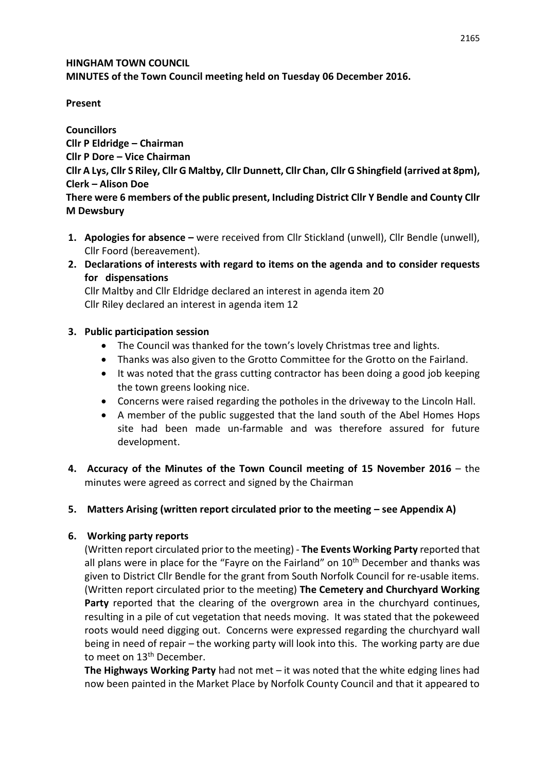**HINGHAM TOWN COUNCIL**

**MINUTES of the Town Council meeting held on Tuesday 06 December 2016.**

**Present**

**Councillors**

**Cllr P Eldridge – Chairman**

**Cllr P Dore – Vice Chairman**

**Cllr A Lys, Cllr S Riley, Cllr G Maltby, Cllr Dunnett, Cllr Chan, Cllr G Shingfield (arrived at 8pm), Clerk – Alison Doe**

**There were 6 members of the public present, Including District Cllr Y Bendle and County Cllr M Dewsbury**

1. **Apologies for absence –** were received from Cllr Stickland (unwell), Cllr Bendle (unwell), Cllr Foord (bereavement).
2. **Declarations of interests with regard to items on the agenda and to consider requests for dispensations**

   Cllr Maltby and Cllr Eldridge declared an interest in agenda item 20

   Cllr Riley declared an interest in agenda item 12
3. **Public participation session**
   - The Council was thanked for the town's lovely Christmas tree and lights.
   - Thanks was also given to the Grotto Committee for the Grotto on the Fairland.
   - It was noted that the grass cutting contractor has been doing a good job keeping the town greens looking nice.
   - Concerns were raised regarding the potholes in the driveway to the Lincoln Hall.
   - A member of the public suggested that the land south of the Abel Homes Hops site had been made un-farmable and was therefore assured for future development.
4. **Accuracy of the Minutes of the Town Council meeting of 15 November 2016** – the minutes were agreed as correct and signed by the Chairman
5. **Matters Arising (written report circulated prior to the meeting – see Appendix A)**
6. **Working party reports**

   (Written report circulated prior to the meeting) - **The Events Working Party** reported that all plans were in place for the "Fayre on the Fairland" on 10th December and thanks was given to District Cllr Bendle for the grant from South Norfolk Council for re-usable items. (Written report circulated prior to the meeting) **The Cemetery and Churchyard Working Party** reported that the clearing of the overgrown area in the churchyard continues, resulting in a pile of cut vegetation that needs moving. It was stated that the pokeweed roots would need digging out. Concerns were expressed regarding the churchyard wall being in need of repair – the working party will look into this. The working party are due to meet on 13th December.

   **The Highways Working Party** had not met – it was noted that the white edging lines had now been painted in the Market Place by Norfolk County Council and that it appeared to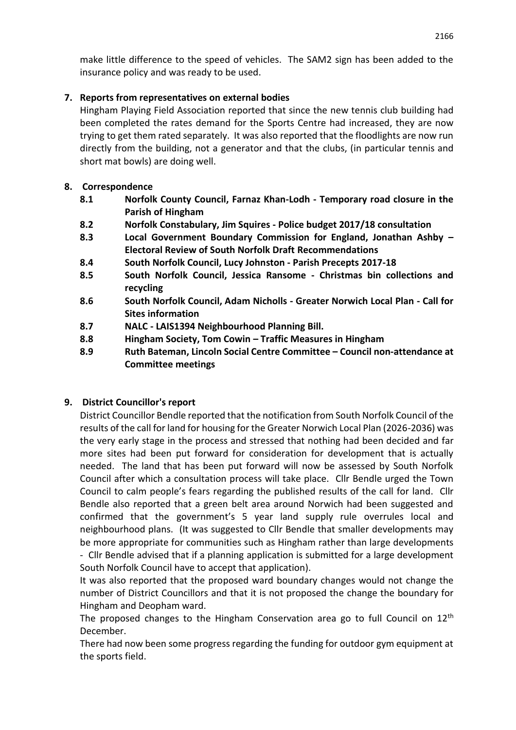make little difference to the speed of vehicles. The SAM2 sign has been added to the insurance policy and was ready to be used.

**7. Reports from representatives on external bodies**

Hingham Playing Field Association reported that since the new tennis club building had been completed the rates demand for the Sports Centre had increased, they are now trying to get them rated separately. It was also reported that the floodlights are now run directly from the building, not a generator and that the clubs, (in particular tennis and short mat bowls) are doing well.

**8. Correspondence**

- **8.1 Norfolk County Council, Farnaz Khan-Lodh - Temporary road closure in the Parish of Hingham**
- **8.2 Norfolk Constabulary, Jim Squires - Police budget 2017/18 consultation**
- **8.3 Local Government Boundary Commission for England, Jonathan Ashby – Electoral Review of South Norfolk Draft Recommendations**
- **8.4 South Norfolk Council, Lucy Johnston - Parish Precepts 2017-18**
- **8.5 South Norfolk Council, Jessica Ransome - Christmas bin collections and recycling**
- **8.6 South Norfolk Council, Adam Nicholls - Greater Norwich Local Plan - Call for Sites information**
- **8.7 NALC - LAIS1394 Neighbourhood Planning Bill.**
- **8.8 Hingham Society, Tom Cowin – Traffic Measures in Hingham**
- **8.9 Ruth Bateman, Lincoln Social Centre Committee – Council non-attendance at Committee meetings**

**9. District Councillor's report**

District Councillor Bendle reported that the notification from South Norfolk Council of the results of the call for land for housing for the Greater Norwich Local Plan (2026-2036) was the very early stage in the process and stressed that nothing had been decided and far more sites had been put forward for consideration for development that is actually needed. The land that has been put forward will now be assessed by South Norfolk Council after which a consultation process will take place. Cllr Bendle urged the Town Council to calm people's fears regarding the published results of the call for land. Cllr Bendle also reported that a green belt area around Norwich had been suggested and confirmed that the government's 5 year land supply rule overrules local and neighbourhood plans. (It was suggested to Cllr Bendle that smaller developments may be more appropriate for communities such as Hingham rather than large developments - Cllr Bendle advised that if a planning application is submitted for a large development South Norfolk Council have to accept that application).

It was also reported that the proposed ward boundary changes would not change the number of District Councillors and that it is not proposed the change the boundary for Hingham and Deopham ward.

The proposed changes to the Hingham Conservation area go to full Council on 12th December.

There had now been some progress regarding the funding for outdoor gym equipment at the sports field.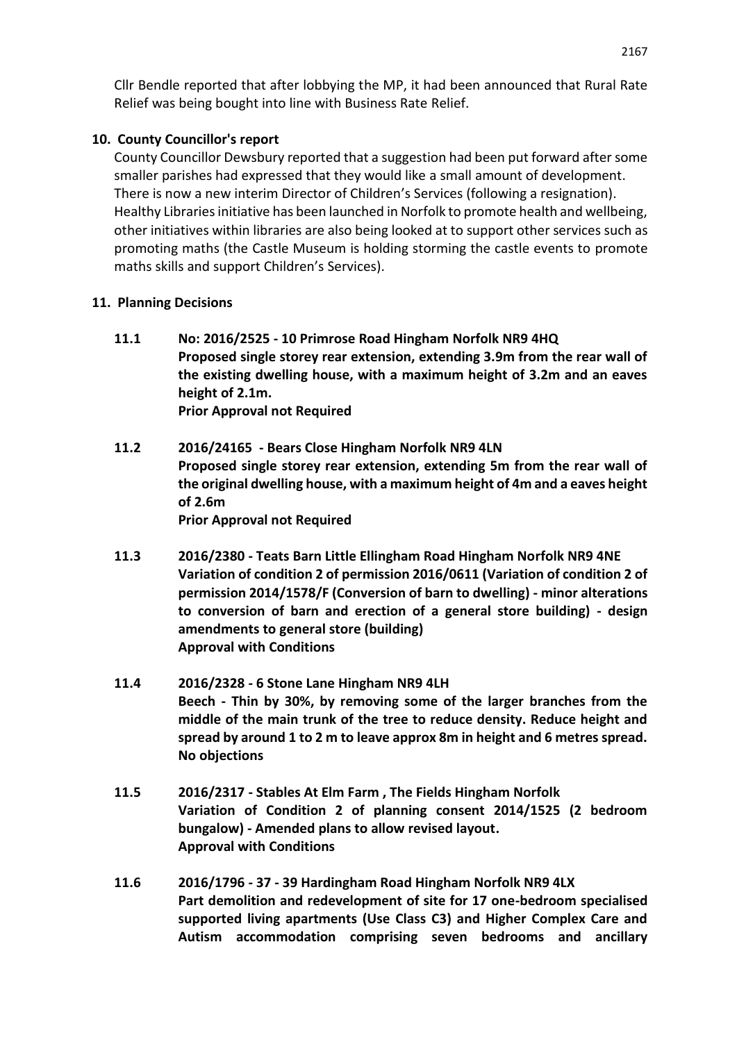Cllr Bendle reported that after lobbying the MP, it had been announced that Rural Rate Relief was being bought into line with Business Rate Relief.

## 10. County Councillor's report

County Councillor Dewsbury reported that a suggestion had been put forward after some smaller parishes had expressed that they would like a small amount of development. There is now a new interim Director of Children's Services (following a resignation). Healthy Libraries initiative has been launched in Norfolk to promote health and wellbeing, other initiatives within libraries are also being looked at to support other services such as promoting maths (the Castle Museum is holding storming the castle events to promote maths skills and support Children's Services).

## 11. Planning Decisions

**11.1 No: 2016/2525 - 10 Primrose Road Hingham Norfolk NR9 4HQ**
**Proposed single storey rear extension, extending 3.9m from the rear wall of the existing dwelling house, with a maximum height of 3.2m and an eaves height of 2.1m.**
**Prior Approval not Required**

**11.2 2016/24165 - Bears Close Hingham Norfolk NR9 4LN**
**Proposed single storey rear extension, extending 5m from the rear wall of the original dwelling house, with a maximum height of 4m and a eaves height of 2.6m**
**Prior Approval not Required**

**11.3 2016/2380 - Teats Barn Little Ellingham Road Hingham Norfolk NR9 4NE**
**Variation of condition 2 of permission 2016/0611 (Variation of condition 2 of permission 2014/1578/F (Conversion of barn to dwelling) - minor alterations to conversion of barn and erection of a general store building) - design amendments to general store (building)**
**Approval with Conditions**

**11.4 2016/2328 - 6 Stone Lane Hingham NR9 4LH**
**Beech - Thin by 30%, by removing some of the larger branches from the middle of the main trunk of the tree to reduce density. Reduce height and spread by around 1 to 2 m to leave approx 8m in height and 6 metres spread.**
**No objections**

**11.5 2016/2317 - Stables At Elm Farm , The Fields Hingham Norfolk**
**Variation of Condition 2 of planning consent 2014/1525 (2 bedroom bungalow) - Amended plans to allow revised layout.**
**Approval with Conditions**

**11.6 2016/1796 - 37 - 39 Hardingham Road Hingham Norfolk NR9 4LX**
**Part demolition and redevelopment of site for 17 one-bedroom specialised supported living apartments (Use Class C3) and Higher Complex Care and Autism accommodation comprising seven bedrooms and ancillary**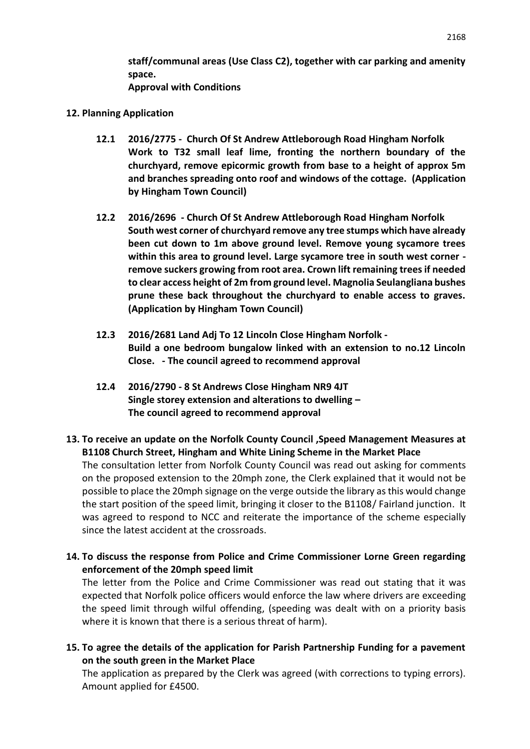**staff/communal areas (Use Class C2), together with car parking and amenity space.**
**Approval with Conditions**

**12. Planning Application**

**12.1 2016/2775 - Church Of St Andrew Attleborough Road Hingham Norfolk**
**Work to T32 small leaf lime, fronting the northern boundary of the churchyard, remove epicormic growth from base to a height of approx 5m and branches spreading onto roof and windows of the cottage. (Application by Hingham Town Council)**

**12.2 2016/2696 - Church Of St Andrew Attleborough Road Hingham Norfolk**
**South west corner of churchyard remove any tree stumps which have already been cut down to 1m above ground level. Remove young sycamore trees within this area to ground level. Large sycamore tree in south west corner - remove suckers growing from root area. Crown lift remaining trees if needed to clear access height of 2m from ground level. Magnolia Seulangliana bushes prune these back throughout the churchyard to enable access to graves. (Application by Hingham Town Council)**

**12.3 2016/2681 Land Adj To 12 Lincoln Close Hingham Norfolk -**
**Build a one bedroom bungalow linked with an extension to no.12 Lincoln Close. - The council agreed to recommend approval**

**12.4 2016/2790 - 8 St Andrews Close Hingham NR9 4JT**
**Single storey extension and alterations to dwelling –**
**The council agreed to recommend approval**

**13. To receive an update on the Norfolk County Council ,Speed Management Measures at B1108 Church Street, Hingham and White Lining Scheme in the Market Place**

The consultation letter from Norfolk County Council was read out asking for comments on the proposed extension to the 20mph zone, the Clerk explained that it would not be possible to place the 20mph signage on the verge outside the library as this would change the start position of the speed limit, bringing it closer to the B1108/ Fairland junction. It was agreed to respond to NCC and reiterate the importance of the scheme especially since the latest accident at the crossroads.

**14. To discuss the response from Police and Crime Commissioner Lorne Green regarding enforcement of the 20mph speed limit**

The letter from the Police and Crime Commissioner was read out stating that it was expected that Norfolk police officers would enforce the law where drivers are exceeding the speed limit through wilful offending, (speeding was dealt with on a priority basis where it is known that there is a serious threat of harm).

**15. To agree the details of the application for Parish Partnership Funding for a pavement on the south green in the Market Place**

The application as prepared by the Clerk was agreed (with corrections to typing errors). Amount applied for £4500.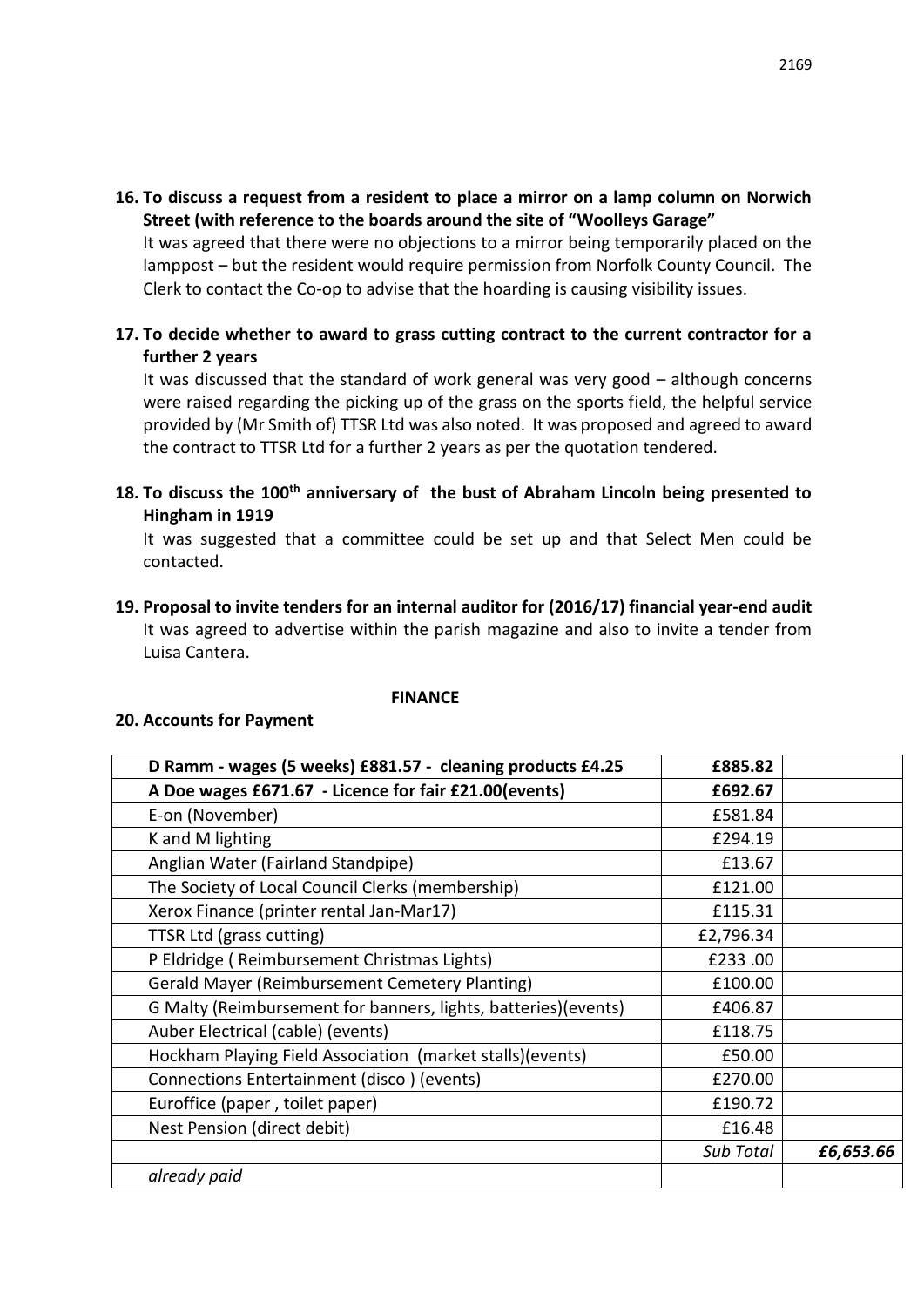**16. To discuss a request from a resident to place a mirror on a lamp column on Norwich Street (with reference to the boards around the site of "Woolleys Garage"**

It was agreed that there were no objections to a mirror being temporarily placed on the lamppost – but the resident would require permission from Norfolk County Council. The Clerk to contact the Co-op to advise that the hoarding is causing visibility issues.

**17. To decide whether to award to grass cutting contract to the current contractor for a further 2 years**

It was discussed that the standard of work general was very good – although concerns were raised regarding the picking up of the grass on the sports field, the helpful service provided by (Mr Smith of) TTSR Ltd was also noted. It was proposed and agreed to award the contract to TTSR Ltd for a further 2 years as per the quotation tendered.

**18. To discuss the 100th anniversary of the bust of Abraham Lincoln being presented to Hingham in 1919**

It was suggested that a committee could be set up and that Select Men could be contacted.

**19. Proposal to invite tenders for an internal auditor for (2016/17) financial year-end audit**

It was agreed to advertise within the parish magazine and also to invite a tender from Luisa Cantera.

**FINANCE**

**20. Accounts for Payment**

| | | |
|---|---|---|
| **D Ramm - wages (5 weeks) £881.57 - cleaning products £4.25** | **£885.82** | |
| **A Doe wages £671.67 - Licence for fair £21.00(events)** | **£692.67** | |
| E-on (November) | £581.84 | |
| K and M lighting | £294.19 | |
| Anglian Water (Fairland Standpipe) | £13.67 | |
| The Society of Local Council Clerks (membership) | £121.00 | |
| Xerox Finance (printer rental Jan-Mar17) | £115.31 | |
| TTSR Ltd (grass cutting) | £2,796.34 | |
| P Eldridge ( Reimbursement Christmas Lights) | £233 .00 | |
| Gerald Mayer (Reimbursement Cemetery Planting) | £100.00 | |
| G Malty (Reimbursement for banners, lights, batteries)(events) | £406.87 | |
| Auber Electrical (cable) (events) | £118.75 | |
| Hockham Playing Field Association (market stalls)(events) | £50.00 | |
| Connections Entertainment (disco ) (events) | £270.00 | |
| Euroffice (paper , toilet paper) | £190.72 | |
| Nest Pension (direct debit) | £16.48 | |
| | *Sub Total* | ***£6,653.66*** |
| *already paid* | | |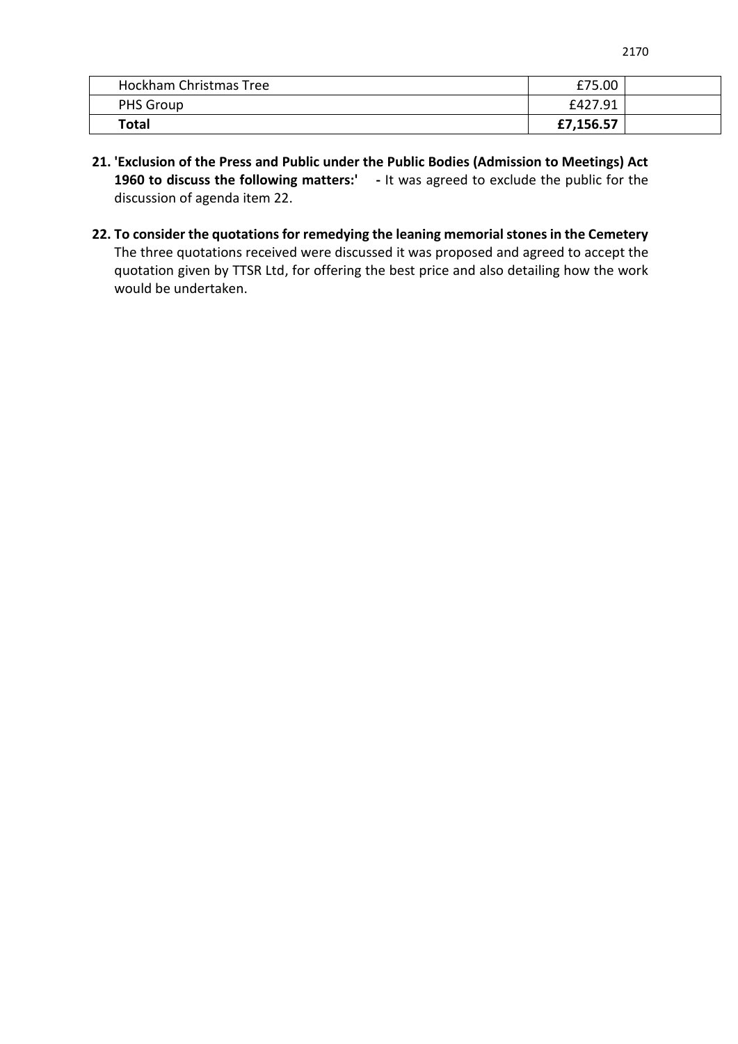| | | |
|---|---|---|
| Hockham Christmas Tree | £75.00 | |
| PHS Group | £427.91 | |
| **Total** | **£7,156.57** | |

**21. 'Exclusion of the Press and Public under the Public Bodies (Admission to Meetings) Act 1960 to discuss the following matters:' -** It was agreed to exclude the public for the discussion of agenda item 22.

**22. To consider the quotations for remedying the leaning memorial stones in the Cemetery**
The three quotations received were discussed it was proposed and agreed to accept the quotation given by TTSR Ltd, for offering the best price and also detailing how the work would be undertaken.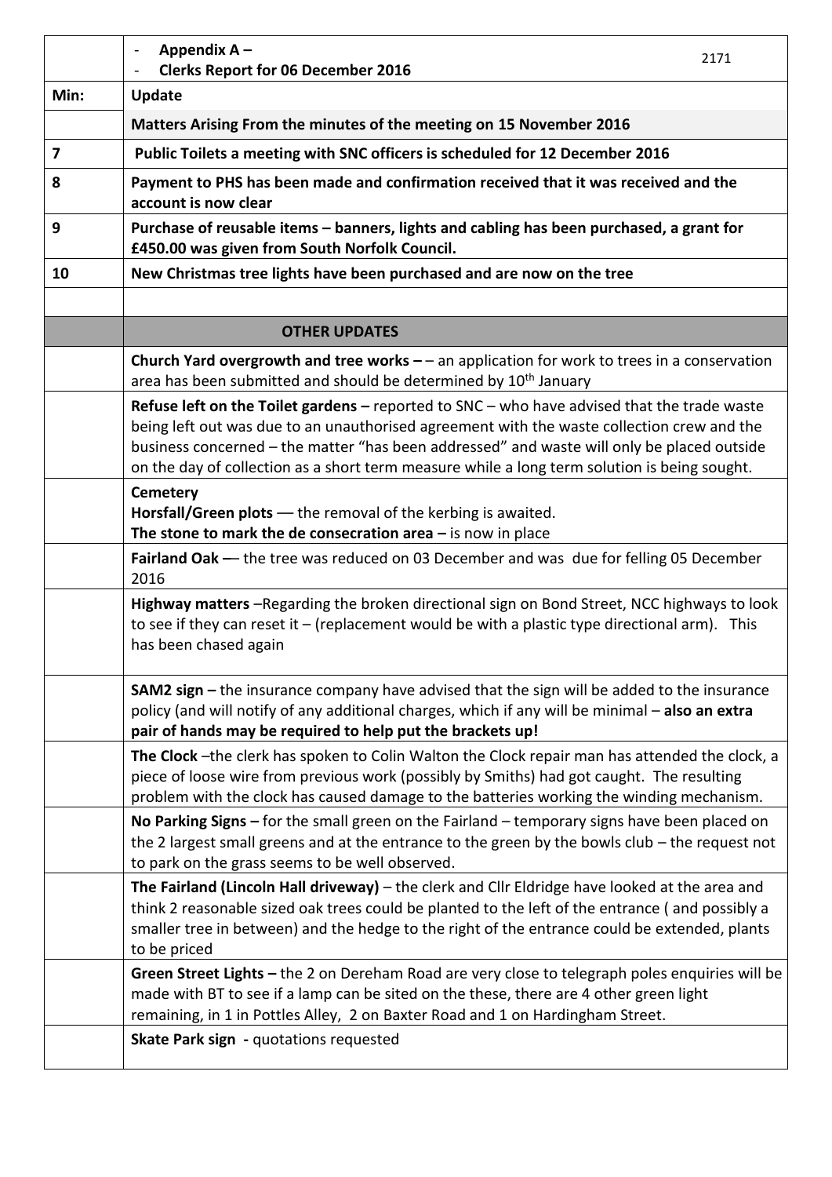| | - **Appendix A –** <br> - **Clerks Report for 06 December 2016** 2171 |
|---|---|
| **Min:** | **Update** |
| | **Matters Arising From the minutes of the meeting on 15 November 2016** |
| **7** | **Public Toilets a meeting with SNC officers is scheduled for 12 December 2016** |
| **8** | **Payment to PHS has been made and confirmation received that it was received and the account is now clear** |
| **9** | **Purchase of reusable items – banners, lights and cabling has been purchased, a grant for £450.00 was given from South Norfolk Council.** |
| **10** | **New Christmas tree lights have been purchased and are now on the tree** |
| | |
| | **OTHER UPDATES** |
| | **Church Yard overgrowth and tree works –** – an application for work to trees in a conservation area has been submitted and should be determined by 10th January |
| | **Refuse left on the Toilet gardens –** reported to SNC – who have advised that the trade waste being left out was due to an unauthorised agreement with the waste collection crew and the business concerned – the matter "has been addressed" and waste will only be placed outside on the day of collection as a short term measure while a long term solution is being sought. |
| | **Cemetery** <br> **Horsfall/Green plots** — the removal of the kerbing is awaited. <br> **The stone to mark the de consecration area –** is now in place |
| | **Fairland Oak —** the tree was reduced on 03 December and was due for felling 05 December 2016 |
| | **Highway matters** –Regarding the broken directional sign on Bond Street, NCC highways to look to see if they can reset it – (replacement would be with a plastic type directional arm). This has been chased again |
| | **SAM2 sign –** the insurance company have advised that the sign will be added to the insurance policy (and will notify of any additional charges, which if any will be minimal – **also an extra pair of hands may be required to help put the brackets up!** |
| | **The Clock** –the clerk has spoken to Colin Walton the Clock repair man has attended the clock, a piece of loose wire from previous work (possibly by Smiths) had got caught. The resulting problem with the clock has caused damage to the batteries working the winding mechanism. |
| | **No Parking Signs –** for the small green on the Fairland – temporary signs have been placed on the 2 largest small greens and at the entrance to the green by the bowls club – the request not to park on the grass seems to be well observed. |
| | **The Fairland (Lincoln Hall driveway)** – the clerk and Cllr Eldridge have looked at the area and think 2 reasonable sized oak trees could be planted to the left of the entrance ( and possibly a smaller tree in between) and the hedge to the right of the entrance could be extended, plants to be priced |
| | **Green Street Lights –** the 2 on Dereham Road are very close to telegraph poles enquiries will be made with BT to see if a lamp can be sited on the these, there are 4 other green light remaining, in 1 in Pottles Alley, 2 on Baxter Road and 1 on Hardingham Street. |
| | **Skate Park sign -** quotations requested |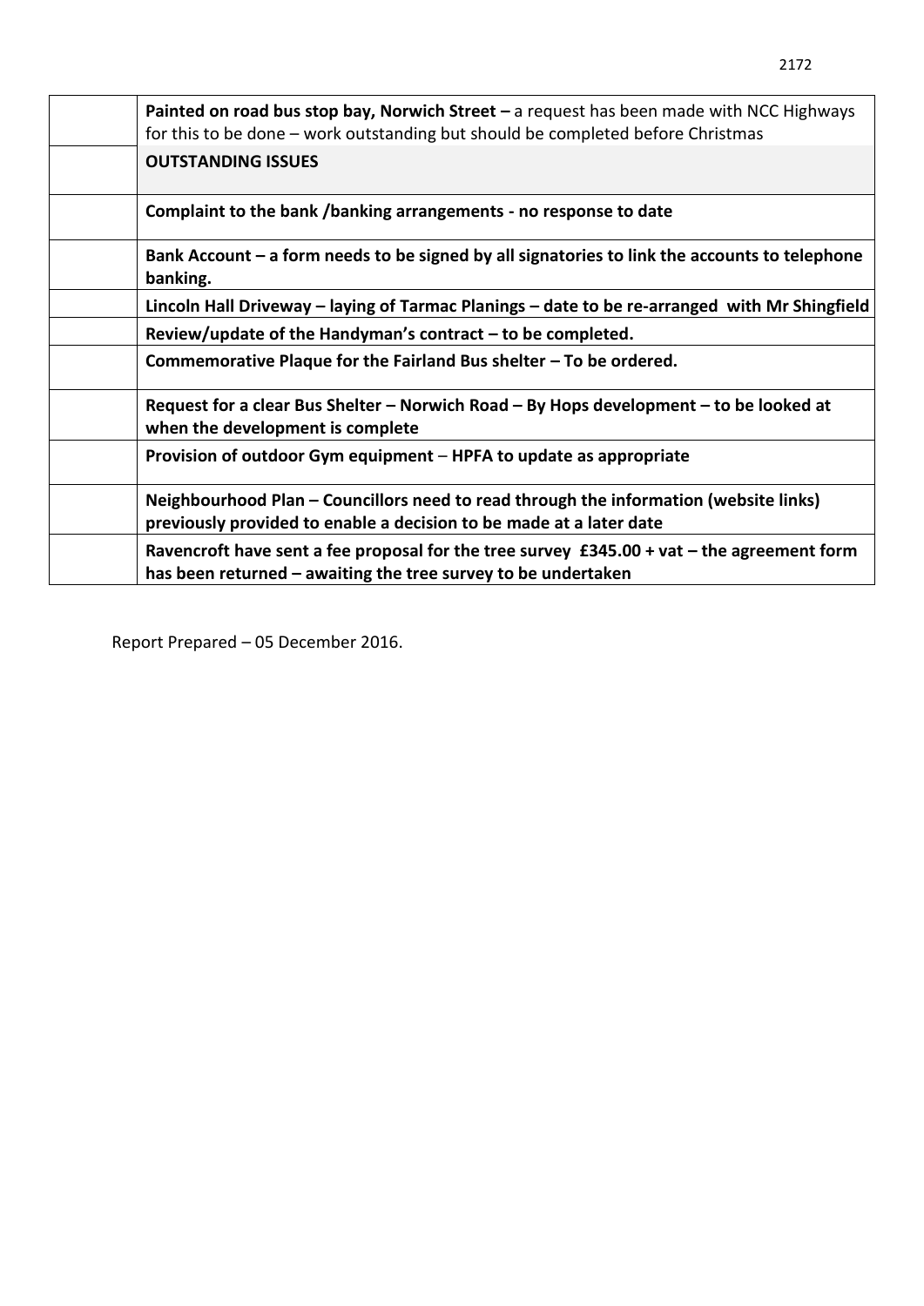| | |
|---|---|
| | **Painted on road bus stop bay, Norwich Street –** a request has been made with NCC Highways for this to be done – work outstanding but should be completed before Christmas |
| | **OUTSTANDING ISSUES** |
| | **Complaint to the bank /banking arrangements - no response to date** |
| | **Bank Account – a form needs to be signed by all signatories to link the accounts to telephone banking.** |
| | **Lincoln Hall Driveway – laying of Tarmac Planings – date to be re-arranged with Mr Shingfield** |
| | **Review/update of the Handyman's contract – to be completed.** |
| | **Commemorative Plaque for the Fairland Bus shelter – To be ordered.** |
| | **Request for a clear Bus Shelter – Norwich Road – By Hops development – to be looked at when the development is complete** |
| | **Provision of outdoor Gym equipment – HPFA to update as appropriate** |
| | **Neighbourhood Plan – Councillors need to read through the information (website links) previously provided to enable a decision to be made at a later date** |
| | **Ravencroft have sent a fee proposal for the tree survey £345.00 + vat – the agreement form has been returned – awaiting the tree survey to be undertaken** |

Report Prepared – 05 December 2016.